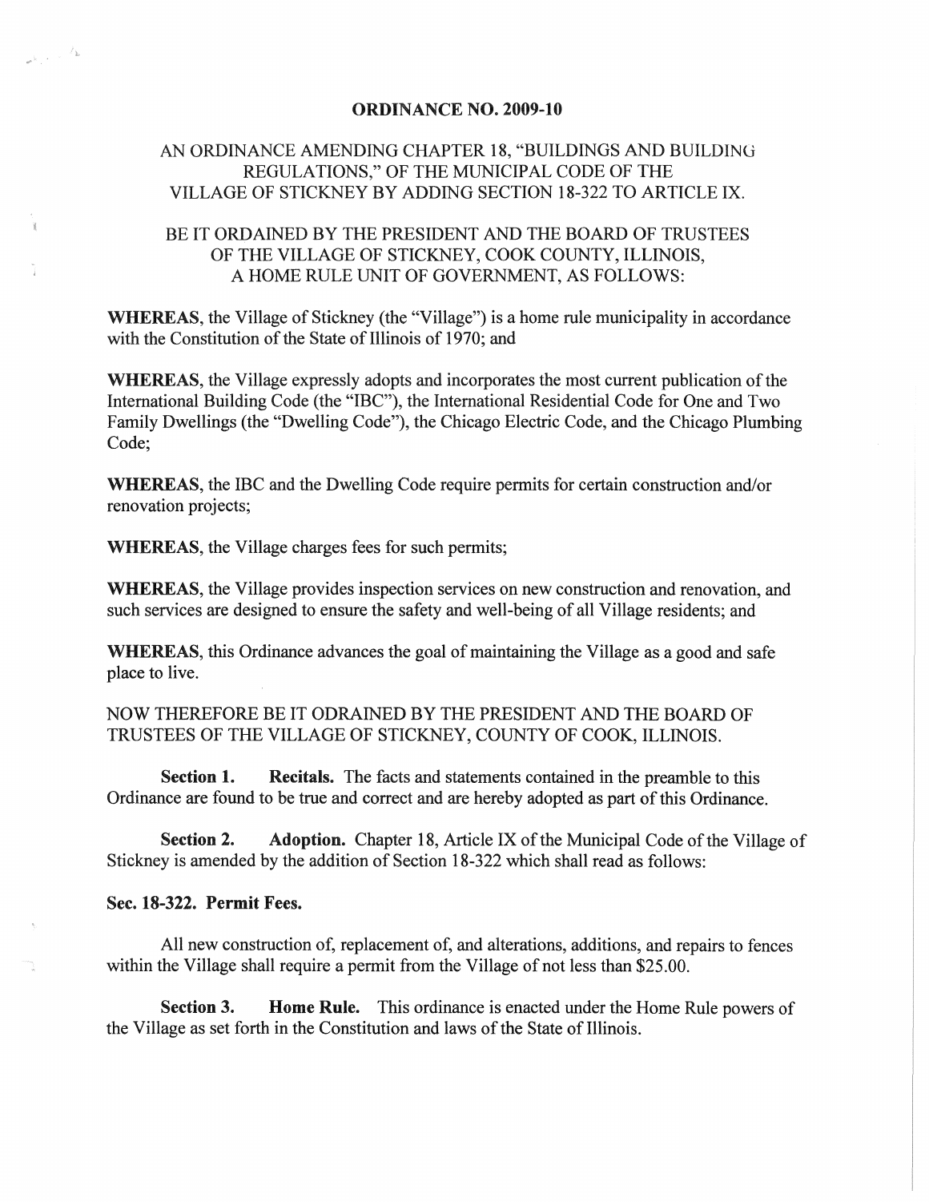# ORDINANCE NO. 2009-10

AN ORDINANCE AMENDING CHAPTER 18, "BUILDINGS AND BUILDING REGULATIONS," OF THE MUNICIPAL CODE OF THE VILLAGE OF STICKNEY BY ADDING SECTION 18-322 TO ARTICLE IX.

BE IT ORDAINED BY THE PRESIDENT AND THE BOARD OF TRUSTEES OF THE VILLAGE OF STICKNEY, COOK COUNTY, ILLINOIS, A HOME RULE UNIT OF GOVERNMENT, AS FOLLOWS:

**WHEREAS**, the Village of Stickney (the "Village") is a home rule municipality in accordance with the Constitution of the State of Illinois of 1970; and

**WHEREAS**, the Village expressly adopts and incorporates the most current publication of the International Building Code (the "IBC"), the International Residential Code for One and Two Family Dwellings (the "Dwelling Code"), the Chicago Electric Code, and the Chicago Plumbing Code;

**WHEREAS**, the IBC and the Dwelling Code require permits for certain construction and/or renovation projects;

**WHEREAS**, the Village charges fees for such permits;

**WHEREAS**, the Village provides inspection services on new construction and renovation, and such services are designed to ensure the safety and well-being of all Village residents; and

**WHEREAS**, this Ordinance advances the goal of maintaining the Village as a good and safe place to live.

NOW THEREFORE BE IT ODRAINED BY THE PRESIDENT AND THE BOARD OF TRUSTEES OF THE VILLAGE OF STICKNEY, COUNTY OF COOK, ILLINOIS.

**Section 1. Recitals.** The facts and statements contained in the preamble to this Ordinance are found to be true and correct and are hereby adopted as part of this Ordinance.

**Section 2. Adoption.** Chapter 18, Article IX of the Municipal Code of the Village of Stickney is amended by the addition of Section 18-322 which shall read as follows:

**Sec. 18-322. Permit Fees.**

All new construction of, replacement of, and alterations, additions, and repairs to fences within the Village shall require a permit from the Village of not less than $25.00.

**Section 3. Home Rule.** This ordinance is enacted under the Home Rule powers of the Village as set forth in the Constitution and laws of the State of Illinois.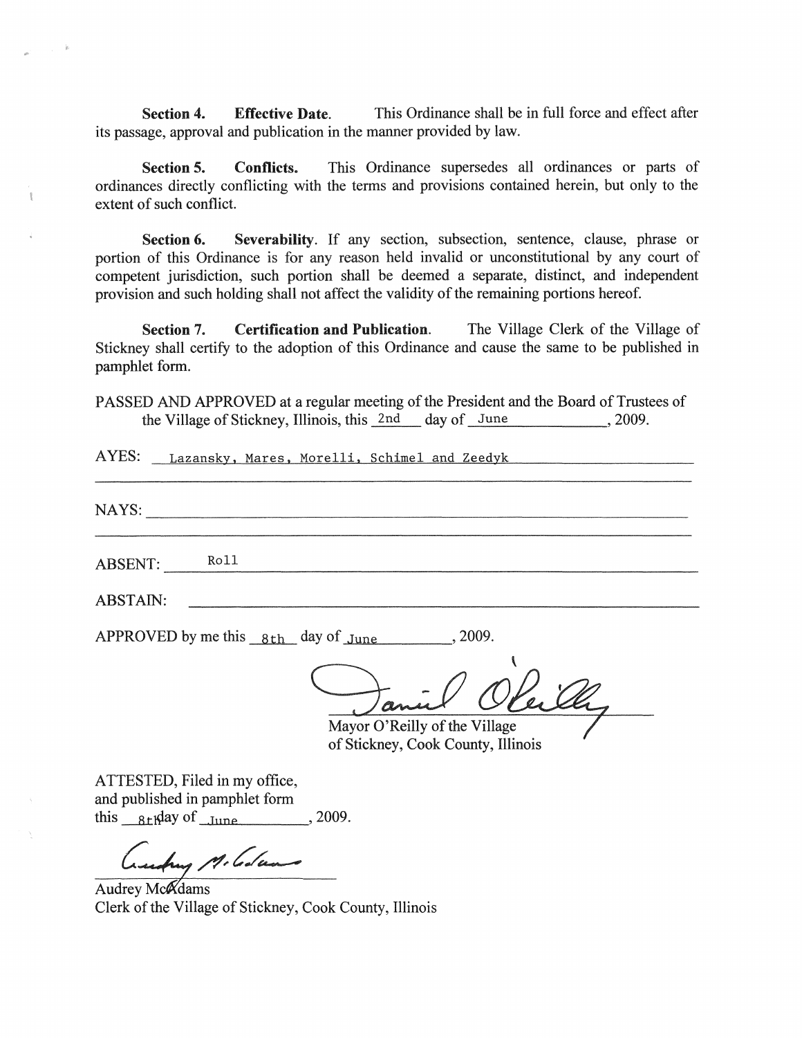**Section 4. Effective Date.** This Ordinance shall be in full force and effect after its passage, approval and publication in the manner provided by law.

**Section 5. Conflicts.** This Ordinance supersedes all ordinances or parts of ordinances directly conflicting with the terms and provisions contained herein, but only to the extent of such conflict.

**Section 6. Severability.** If any section, subsection, sentence, clause, phrase or portion of this Ordinance is for any reason held invalid or unconstitutional by any court of competent jurisdiction, such portion shall be deemed a separate, distinct, and independent provision and such holding shall not affect the validity of the remaining portions hereof.

**Section 7. Certification and Publication.** The Village Clerk of the Village of Stickney shall certify to the adoption of this Ordinance and cause the same to be published in pamphlet form.

PASSED AND APPROVED at a regular meeting of the President and the Board of Trustees of the Village of Stickney, Illinois, this 2nd day of June, 2009.

AYES: Lazansky, Mares, Morelli, Schimel and Zeedyk

NAYS: ______

ABSENT: Roll

ABSTAIN: ______

APPROVED by me this 8th day of June, 2009.

Daniel O'Reilly

Mayor O'Reilly of the Village
of Stickney, Cook County, Illinois

ATTESTED, Filed in my office,
and published in pamphlet form
this 8th day of June, 2009.

Audrey McAdams

Audrey McAdams
Clerk of the Village of Stickney, Cook County, Illinois